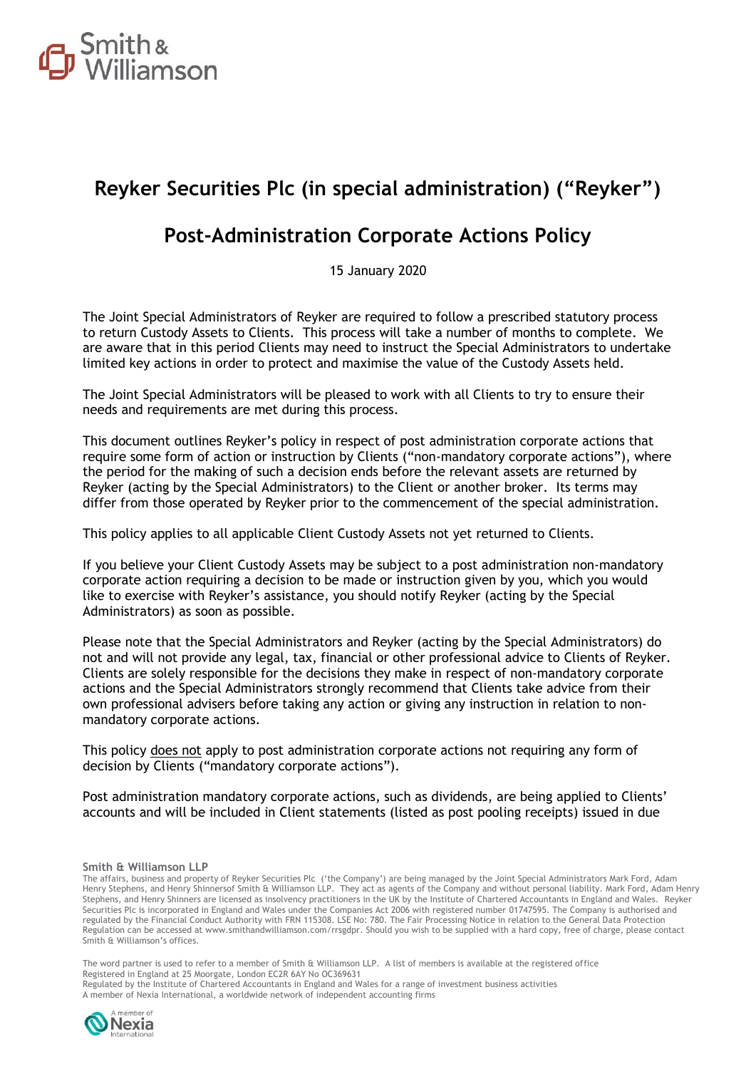# Reyker Securities Plc (in special administration) ("Reyker")

## Post-Administration Corporate Actions Policy

15 January 2020

The Joint Special Administrators of Reyker are required to follow a prescribed statutory process to return Custody Assets to Clients. This process will take a number of months to complete. We are aware that in this period Clients may need to instruct the Special Administrators to undertake limited key actions in order to protect and maximise the value of the Custody Assets held.

The Joint Special Administrators will be pleased to work with all Clients to try to ensure their needs and requirements are met during this process.

This document outlines Reyker's policy in respect of post administration corporate actions that require some form of action or instruction by Clients ("non-mandatory corporate actions"), where the period for the making of such a decision ends before the relevant assets are returned by Reyker (acting by the Special Administrators) to the Client or another broker. Its terms may differ from those operated by Reyker prior to the commencement of the special administration.

This policy applies to all applicable Client Custody Assets not yet returned to Clients.

If you believe your Client Custody Assets may be subject to a post administration non-mandatory corporate action requiring a decision to be made or instruction given by you, which you would like to exercise with Reyker's assistance, you should notify Reyker (acting by the Special Administrators) as soon as possible.

Please note that the Special Administrators and Reyker (acting by the Special Administrators) do not and will not provide any legal, tax, financial or other professional advice to Clients of Reyker. Clients are solely responsible for the decisions they make in respect of non-mandatory corporate actions and the Special Administrators strongly recommend that Clients take advice from their own professional advisers before taking any action or giving any instruction in relation to non-mandatory corporate actions.

This policy does not apply to post administration corporate actions not requiring any form of decision by Clients ("mandatory corporate actions").

Post administration mandatory corporate actions, such as dividends, are being applied to Clients' accounts and will be included in Client statements (listed as post pooling receipts) issued in due

**Smith & Williamson LLP**

The affairs, business and property of Reyker Securities Plc ('the Company') are being managed by the Joint Special Administrators Mark Ford, Adam Henry Stephens, and Henry Shinnersof Smith & Williamson LLP. They act as agents of the Company and without personal liability. Mark Ford, Adam Henry Stephens, and Henry Shinners are licensed as insolvency practitioners in the UK by the Institute of Chartered Accountants in England and Wales. Reyker Securities Plc is incorporated in England and Wales under the Companies Act 2006 with registered number 01747595. The Company is authorised and regulated by the Financial Conduct Authority with FRN 115308. LSE No: 780. The Fair Processing Notice in relation to the General Data Protection Regulation can be accessed at www.smithandwilliamson.com/rrsgdpr. Should you wish to be supplied with a hard copy, free of charge, please contact Smith & Williamson's offices.

The word partner is used to refer to a member of Smith & Williamson LLP. A list of members is available at the registered office
Registered in England at 25 Moorgate, London EC2R 6AY No OC369631
Regulated by the Institute of Chartered Accountants in England and Wales for a range of investment business activities
A member of Nexia International, a worldwide network of independent accounting firms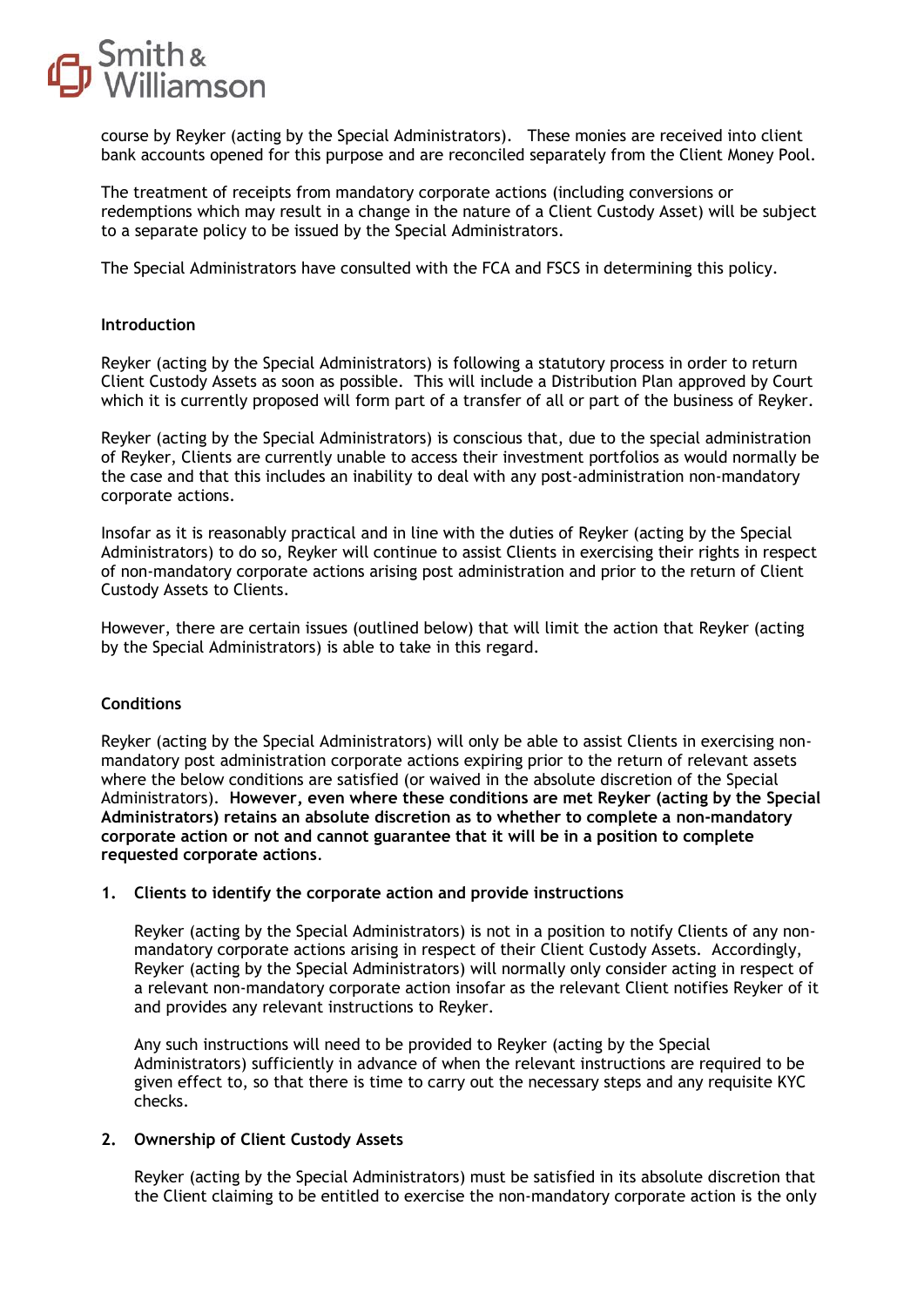course by Reyker (acting by the Special Administrators). These monies are received into client bank accounts opened for this purpose and are reconciled separately from the Client Money Pool.

The treatment of receipts from mandatory corporate actions (including conversions or redemptions which may result in a change in the nature of a Client Custody Asset) will be subject to a separate policy to be issued by the Special Administrators.

The Special Administrators have consulted with the FCA and FSCS in determining this policy.

**Introduction**

Reyker (acting by the Special Administrators) is following a statutory process in order to return Client Custody Assets as soon as possible. This will include a Distribution Plan approved by Court which it is currently proposed will form part of a transfer of all or part of the business of Reyker.

Reyker (acting by the Special Administrators) is conscious that, due to the special administration of Reyker, Clients are currently unable to access their investment portfolios as would normally be the case and that this includes an inability to deal with any post-administration non-mandatory corporate actions.

Insofar as it is reasonably practical and in line with the duties of Reyker (acting by the Special Administrators) to do so, Reyker will continue to assist Clients in exercising their rights in respect of non-mandatory corporate actions arising post administration and prior to the return of Client Custody Assets to Clients.

However, there are certain issues (outlined below) that will limit the action that Reyker (acting by the Special Administrators) is able to take in this regard.

**Conditions**

Reyker (acting by the Special Administrators) will only be able to assist Clients in exercising non-mandatory post administration corporate actions expiring prior to the return of relevant assets where the below conditions are satisfied (or waived in the absolute discretion of the Special Administrators). **However, even where these conditions are met Reyker (acting by the Special Administrators) retains an absolute discretion as to whether to complete a non-mandatory corporate action or not and cannot guarantee that it will be in a position to complete requested corporate actions**.

1. **Clients to identify the corporate action and provide instructions**

   Reyker (acting by the Special Administrators) is not in a position to notify Clients of any non-mandatory corporate actions arising in respect of their Client Custody Assets. Accordingly, Reyker (acting by the Special Administrators) will normally only consider acting in respect of a relevant non-mandatory corporate action insofar as the relevant Client notifies Reyker of it and provides any relevant instructions to Reyker.

   Any such instructions will need to be provided to Reyker (acting by the Special Administrators) sufficiently in advance of when the relevant instructions are required to be given effect to, so that there is time to carry out the necessary steps and any requisite KYC checks.

2. **Ownership of Client Custody Assets**

   Reyker (acting by the Special Administrators) must be satisfied in its absolute discretion that the Client claiming to be entitled to exercise the non-mandatory corporate action is the only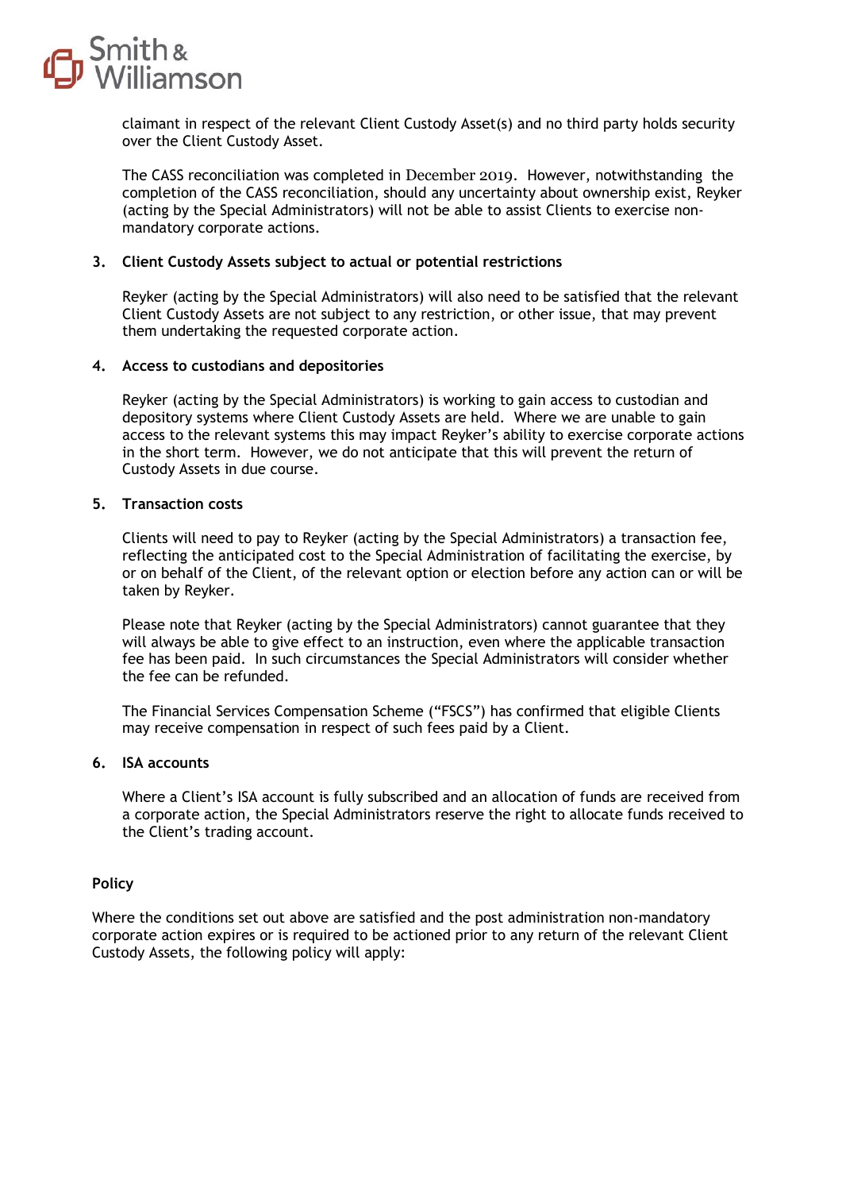claimant in respect of the relevant Client Custody Asset(s) and no third party holds security over the Client Custody Asset.

The CASS reconciliation was completed in December 2019. However, notwithstanding the completion of the CASS reconciliation, should any uncertainty about ownership exist, Reyker (acting by the Special Administrators) will not be able to assist Clients to exercise non-mandatory corporate actions.

**3. Client Custody Assets subject to actual or potential restrictions**

Reyker (acting by the Special Administrators) will also need to be satisfied that the relevant Client Custody Assets are not subject to any restriction, or other issue, that may prevent them undertaking the requested corporate action.

**4. Access to custodians and depositories**

Reyker (acting by the Special Administrators) is working to gain access to custodian and depository systems where Client Custody Assets are held. Where we are unable to gain access to the relevant systems this may impact Reyker's ability to exercise corporate actions in the short term. However, we do not anticipate that this will prevent the return of Custody Assets in due course.

**5. Transaction costs**

Clients will need to pay to Reyker (acting by the Special Administrators) a transaction fee, reflecting the anticipated cost to the Special Administration of facilitating the exercise, by or on behalf of the Client, of the relevant option or election before any action can or will be taken by Reyker.

Please note that Reyker (acting by the Special Administrators) cannot guarantee that they will always be able to give effect to an instruction, even where the applicable transaction fee has been paid. In such circumstances the Special Administrators will consider whether the fee can be refunded.

The Financial Services Compensation Scheme ("FSCS") has confirmed that eligible Clients may receive compensation in respect of such fees paid by a Client.

**6. ISA accounts**

Where a Client's ISA account is fully subscribed and an allocation of funds are received from a corporate action, the Special Administrators reserve the right to allocate funds received to the Client's trading account.

**Policy**

Where the conditions set out above are satisfied and the post administration non-mandatory corporate action expires or is required to be actioned prior to any return of the relevant Client Custody Assets, the following policy will apply: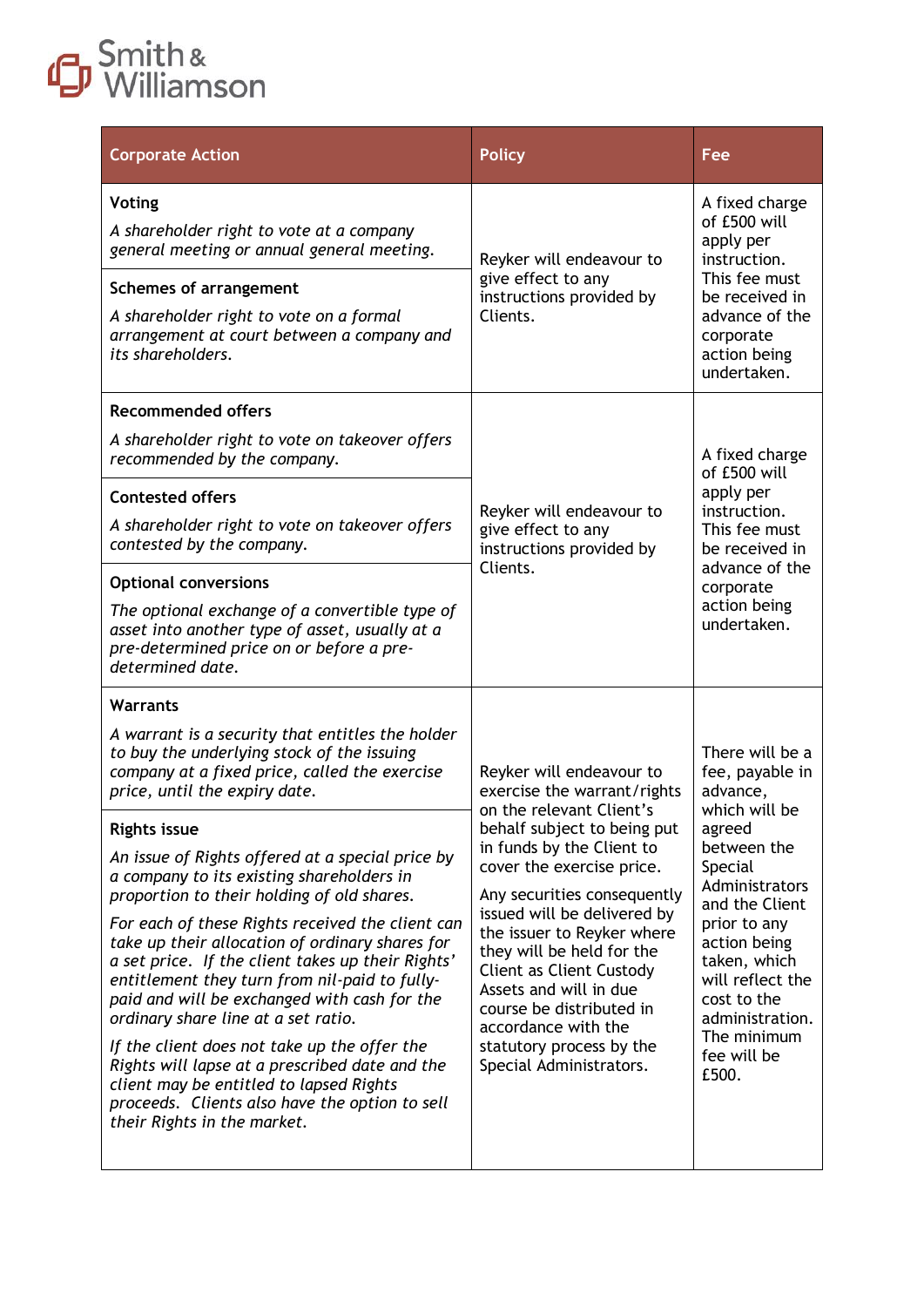| Corporate Action | Policy | Fee |
|---|---|---|
| **Voting**<br>*A shareholder right to vote at a company general meeting or annual general meeting.* | Reyker will endeavour to give effect to any instructions provided by Clients. | A fixed charge of £500 will apply per instruction. This fee must be received in advance of the corporate action being undertaken. |
| **Schemes of arrangement**<br>*A shareholder right to vote on a formal arrangement at court between a company and its shareholders.* | | |
| **Recommended offers**<br>*A shareholder right to vote on takeover offers recommended by the company.* | Reyker will endeavour to give effect to any instructions provided by Clients. | A fixed charge of £500 will apply per instruction. This fee must be received in advance of the corporate action being undertaken. |
| **Contested offers**<br>*A shareholder right to vote on takeover offers contested by the company.* | | |
| **Optional conversions**<br>*The optional exchange of a convertible type of asset into another type of asset, usually at a pre-determined price on or before a pre-determined date.* | | |
| **Warrants**<br>*A warrant is a security that entitles the holder to buy the underlying stock of the issuing company at a fixed price, called the exercise price, until the expiry date.* | Reyker will endeavour to exercise the warrant/rights on the relevant Client's behalf subject to being put in funds by the Client to cover the exercise price.<br><br>Any securities consequently issued will be delivered by the issuer to Reyker where they will be held for the Client as Client Custody Assets and will in due course be distributed in accordance with the statutory process by the Special Administrators. | There will be a fee, payable in advance, which will be agreed between the Special Administrators and the Client prior to any action being taken, which will reflect the cost to the administration. The minimum fee will be £500. |
| **Rights issue**<br>*An issue of Rights offered at a special price by a company to its existing shareholders in proportion to their holding of old shares.*<br><br>*For each of these Rights received the client can take up their allocation of ordinary shares for a set price. If the client takes up their Rights' entitlement they turn from nil-paid to fully-paid and will be exchanged with cash for the ordinary share line at a set ratio.*<br><br>*If the client does not take up the offer the Rights will lapse at a prescribed date and the client may be entitled to lapsed Rights proceeds. Clients also have the option to sell their Rights in the market.* | | |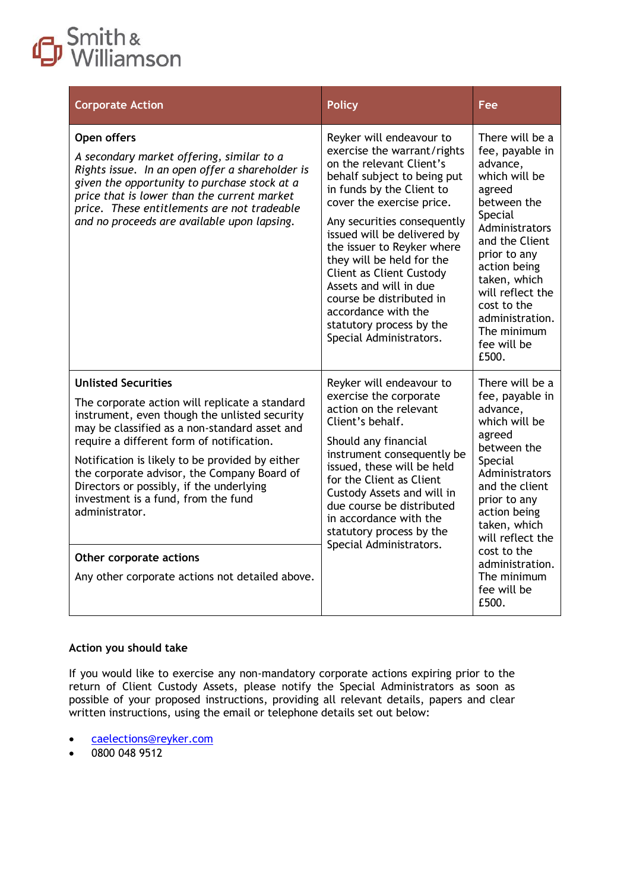| Corporate Action | Policy | Fee |
|---|---|---|
| **Open offers**<br>*A secondary market offering, similar to a Rights issue. In an open offer a shareholder is given the opportunity to purchase stock at a price that is lower than the current market price. These entitlements are not tradeable and no proceeds are available upon lapsing.* | Reyker will endeavour to exercise the warrant/rights on the relevant Client's behalf subject to being put in funds by the Client to cover the exercise price.<br><br>Any securities consequently issued will be delivered by the issuer to Reyker where they will be held for the Client as Client Custody Assets and will in due course be distributed in accordance with the statutory process by the Special Administrators. | There will be a fee, payable in advance, which will be agreed between the Special Administrators and the Client prior to any action being taken, which will reflect the cost to the administration. The minimum fee will be £500. |
| **Unlisted Securities**<br>The corporate action will replicate a standard instrument, even though the unlisted security may be classified as a non-standard asset and require a different form of notification.<br><br>Notification is likely to be provided by either the corporate advisor, the Company Board of Directors or possibly, if the underlying investment is a fund, from the fund administrator. | Reyker will endeavour to exercise the corporate action on the relevant Client's behalf.<br><br>Should any financial instrument consequently be issued, these will be held for the Client as Client Custody Assets and will in due course be distributed in accordance with the statutory process by the Special Administrators. | There will be a fee, payable in advance, which will be agreed between the Special Administrators and the client prior to any action being taken, which will reflect the cost to the administration. The minimum fee will be £500. |
| **Other corporate actions**<br>Any other corporate actions not detailed above. | | |

**Action you should take**

If you would like to exercise any non-mandatory corporate actions expiring prior to the return of Client Custody Assets, please notify the Special Administrators as soon as possible of your proposed instructions, providing all relevant details, papers and clear written instructions, using the email or telephone details set out below:

- caelections@reyker.com
- 0800 048 9512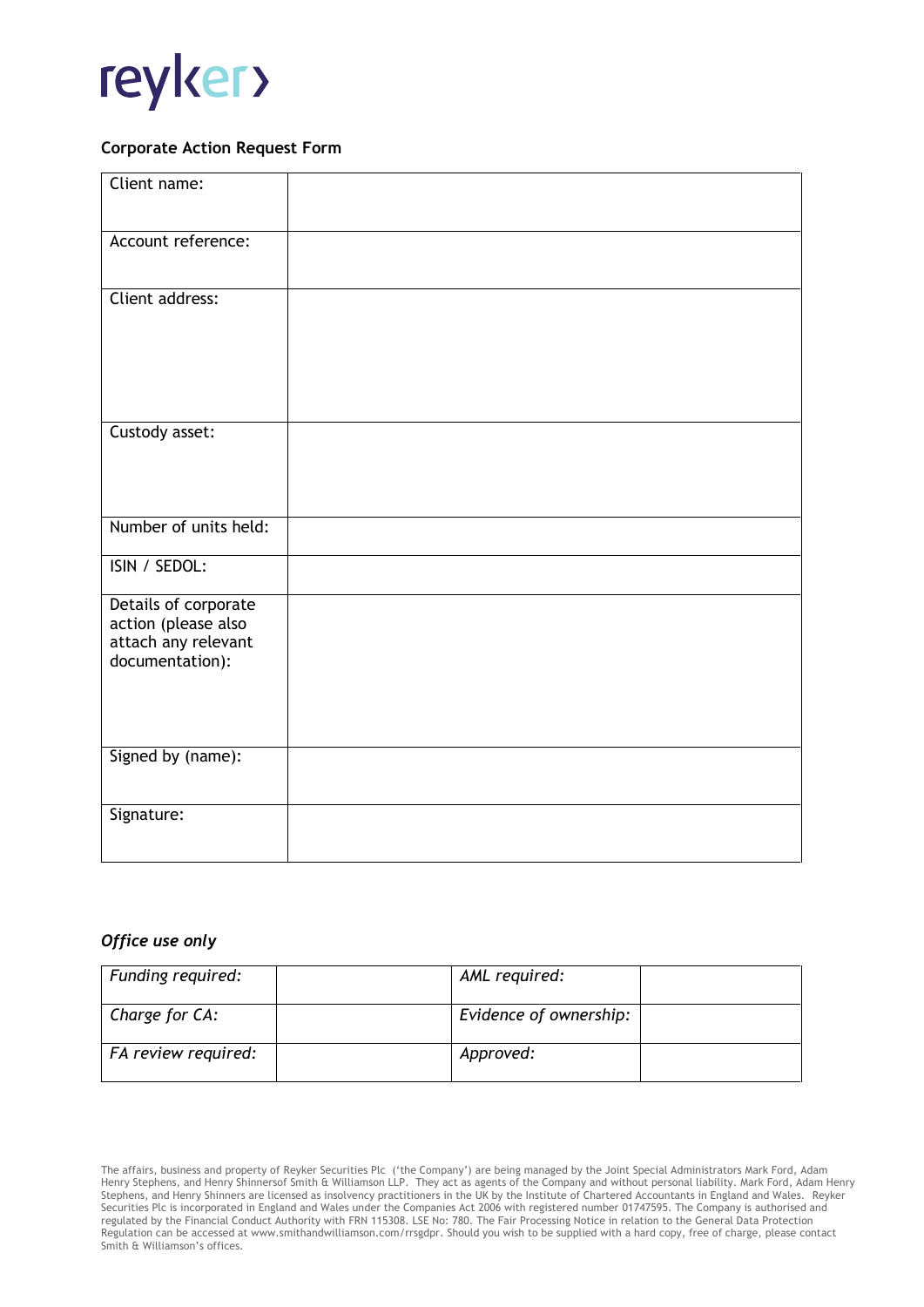reyker

**Corporate Action Request Form**

| | |
|---|---|
| Client name: | |
| Account reference: | |
| Client address: | |
| Custody asset: | |
| Number of units held: | |
| ISIN / SEDOL: | |
| Details of corporate action (please also attach any relevant documentation): | |
| Signed by (name): | |
| Signature: | |

***Office use only***

| | | | |
|---|---|---|---|
| *Funding required:* | | *AML required:* | |
| *Charge for CA:* | | *Evidence of ownership:* | |
| *FA review required:* | | *Approved:* | |

The affairs, business and property of Reyker Securities Plc ('the Company') are being managed by the Joint Special Administrators Mark Ford, Adam Henry Stephens, and Henry Shinnersof Smith & Williamson LLP. They act as agents of the Company and without personal liability. Mark Ford, Adam Henry Stephens, and Henry Shinners are licensed as insolvency practitioners in the UK by the Institute of Chartered Accountants in England and Wales. Reyker Securities Plc is incorporated in England and Wales under the Companies Act 2006 with registered number 01747595. The Company is authorised and regulated by the Financial Conduct Authority with FRN 115308. LSE No: 780. The Fair Processing Notice in relation to the General Data Protection Regulation can be accessed at www.smithandwilliamson.com/rrsgdpr. Should you wish to be supplied with a hard copy, free of charge, please contact Smith & Williamson's offices.